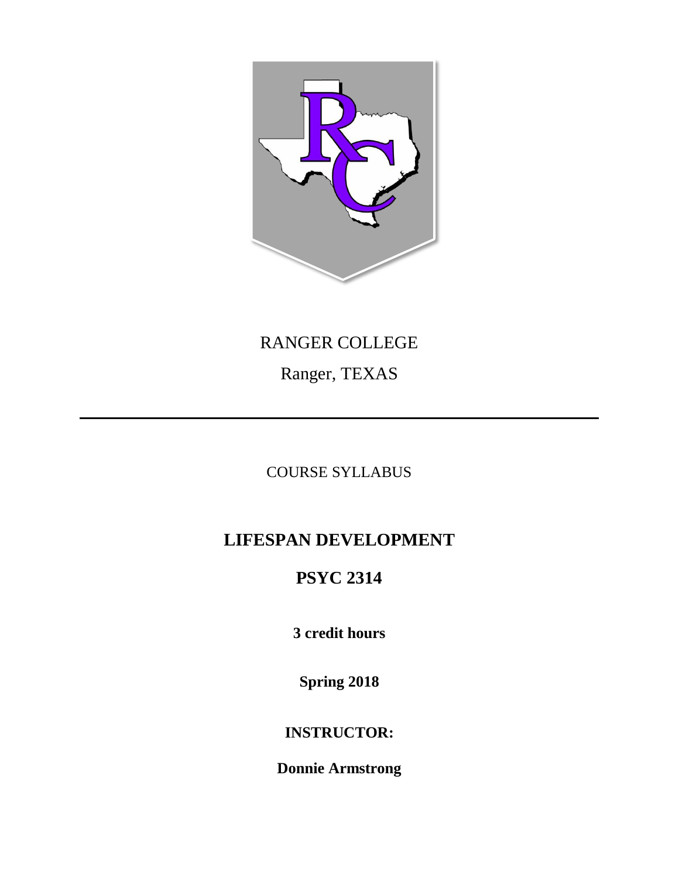RANGER COLLEGE

Ranger, TEXAS

---

COURSE SYLLABUS

# LIFESPAN DEVELOPMENT

# PSYC 2314

**3 credit hours**

**Spring 2018**

**INSTRUCTOR:**

**Donnie Armstrong**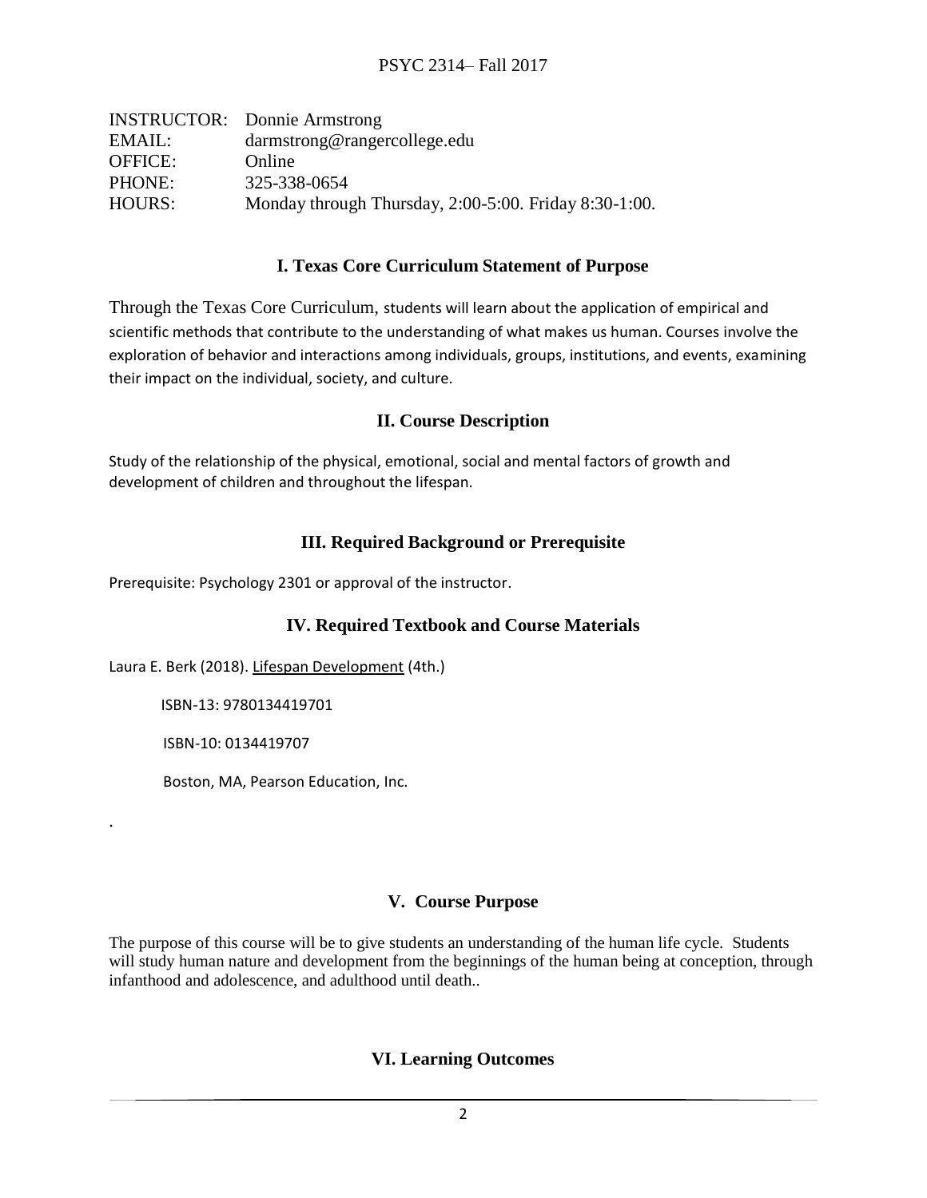PSYC 2314– Fall 2017

| | |
|---|---|
| INSTRUCTOR: | Donnie Armstrong |
| EMAIL: | darmstrong@rangercollege.edu |
| OFFICE: | Online |
| PHONE: | 325-338-0654 |
| HOURS: | Monday through Thursday, 2:00-5:00. Friday 8:30-1:00. |

## I. Texas Core Curriculum Statement of Purpose

Through the Texas Core Curriculum, students will learn about the application of empirical and scientific methods that contribute to the understanding of what makes us human. Courses involve the exploration of behavior and interactions among individuals, groups, institutions, and events, examining their impact on the individual, society, and culture.

## II. Course Description

Study of the relationship of the physical, emotional, social and mental factors of growth and development of children and throughout the lifespan.

## III. Required Background or Prerequisite

Prerequisite: Psychology 2301 or approval of the instructor.

## IV. Required Textbook and Course Materials

Laura E. Berk (2018). Lifespan Development (4th.)

ISBN-13: 9780134419701

ISBN-10: 0134419707

Boston, MA, Pearson Education, Inc.

.

## V. Course Purpose

The purpose of this course will be to give students an understanding of the human life cycle. Students will study human nature and development from the beginnings of the human being at conception, through infanthood and adolescence, and adulthood until death..

## VI. Learning Outcomes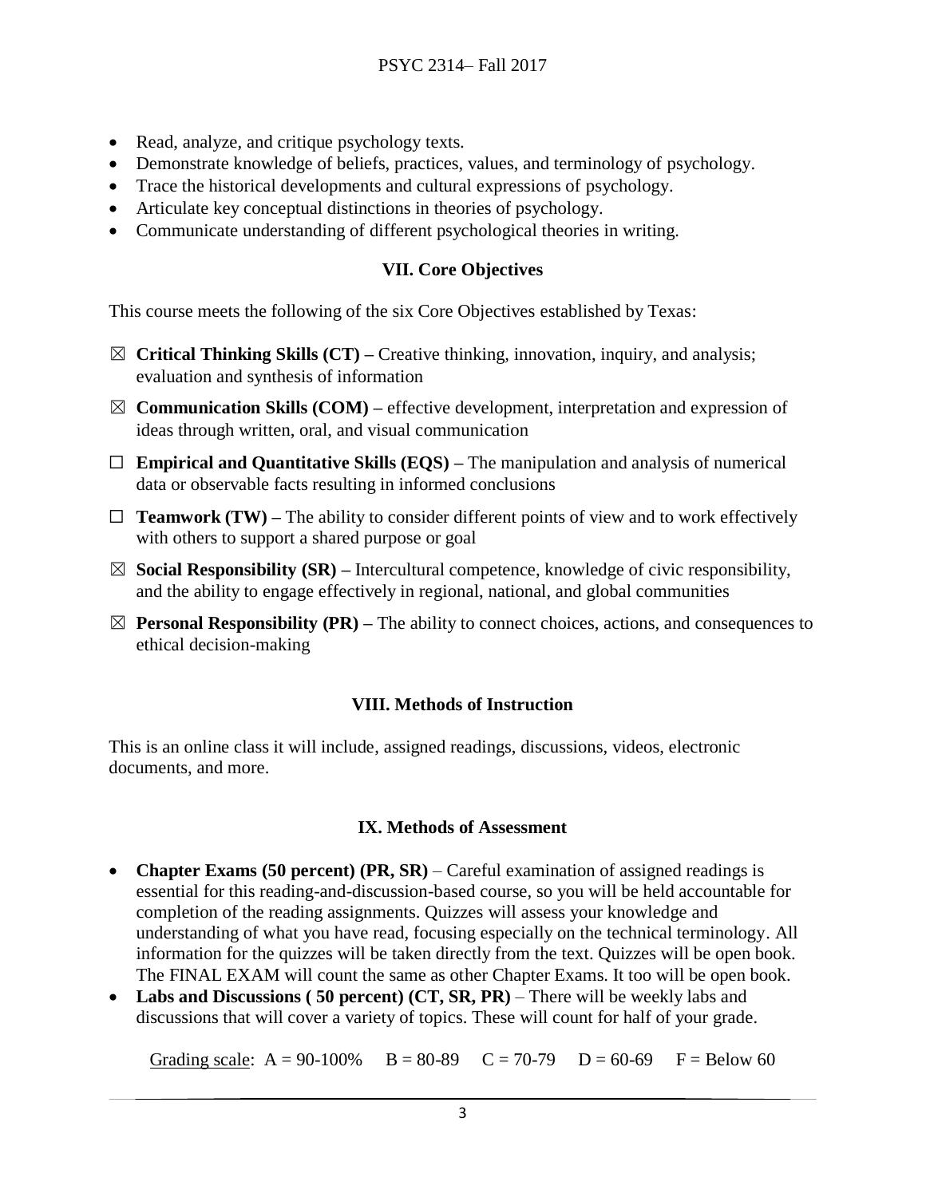- Read, analyze, and critique psychology texts.
- Demonstrate knowledge of beliefs, practices, values, and terminology of psychology.
- Trace the historical developments and cultural expressions of psychology.
- Articulate key conceptual distinctions in theories of psychology.
- Communicate understanding of different psychological theories in writing.

## VII. Core Objectives

This course meets the following of the six Core Objectives established by Texas:

☒ **Critical Thinking Skills (CT) –** Creative thinking, innovation, inquiry, and analysis; evaluation and synthesis of information

☒ **Communication Skills (COM) –** effective development, interpretation and expression of ideas through written, oral, and visual communication

☐ **Empirical and Quantitative Skills (EQS) –** The manipulation and analysis of numerical data or observable facts resulting in informed conclusions

☐ **Teamwork (TW) –** The ability to consider different points of view and to work effectively with others to support a shared purpose or goal

☒ **Social Responsibility (SR) –** Intercultural competence, knowledge of civic responsibility, and the ability to engage effectively in regional, national, and global communities

☒ **Personal Responsibility (PR) –** The ability to connect choices, actions, and consequences to ethical decision-making

## VIII. Methods of Instruction

This is an online class it will include, assigned readings, discussions, videos, electronic documents, and more.

## IX. Methods of Assessment

- **Chapter Exams (50 percent) (PR, SR)** – Careful examination of assigned readings is essential for this reading-and-discussion-based course, so you will be held accountable for completion of the reading assignments. Quizzes will assess your knowledge and understanding of what you have read, focusing especially on the technical terminology. All information for the quizzes will be taken directly from the text. Quizzes will be open book. The FINAL EXAM will count the same as other Chapter Exams. It too will be open book.
- **Labs and Discussions ( 50 percent) (CT, SR, PR)** – There will be weekly labs and discussions that will cover a variety of topics. These will count for half of your grade.

Grading scale: A = 90-100% B = 80-89 C = 70-79 D = 60-69 F = Below 60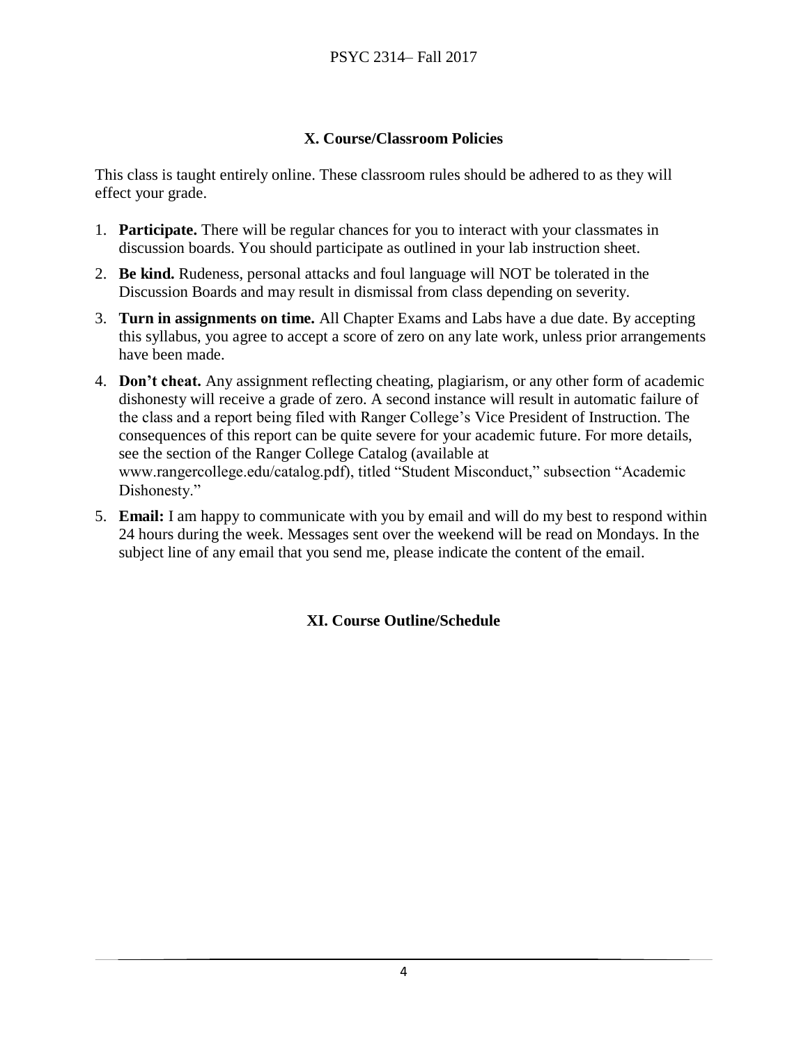## X. Course/Classroom Policies

This class is taught entirely online. These classroom rules should be adhered to as they will effect your grade.

1. **Participate.** There will be regular chances for you to interact with your classmates in discussion boards. You should participate as outlined in your lab instruction sheet.
2. **Be kind.** Rudeness, personal attacks and foul language will NOT be tolerated in the Discussion Boards and may result in dismissal from class depending on severity.
3. **Turn in assignments on time.** All Chapter Exams and Labs have a due date. By accepting this syllabus, you agree to accept a score of zero on any late work, unless prior arrangements have been made.
4. **Don't cheat.** Any assignment reflecting cheating, plagiarism, or any other form of academic dishonesty will receive a grade of zero. A second instance will result in automatic failure of the class and a report being filed with Ranger College's Vice President of Instruction. The consequences of this report can be quite severe for your academic future. For more details, see the section of the Ranger College Catalog (available at www.rangercollege.edu/catalog.pdf), titled "Student Misconduct," subsection "Academic Dishonesty."
5. **Email:** I am happy to communicate with you by email and will do my best to respond within 24 hours during the week. Messages sent over the weekend will be read on Mondays. In the subject line of any email that you send me, please indicate the content of the email.

## XI. Course Outline/Schedule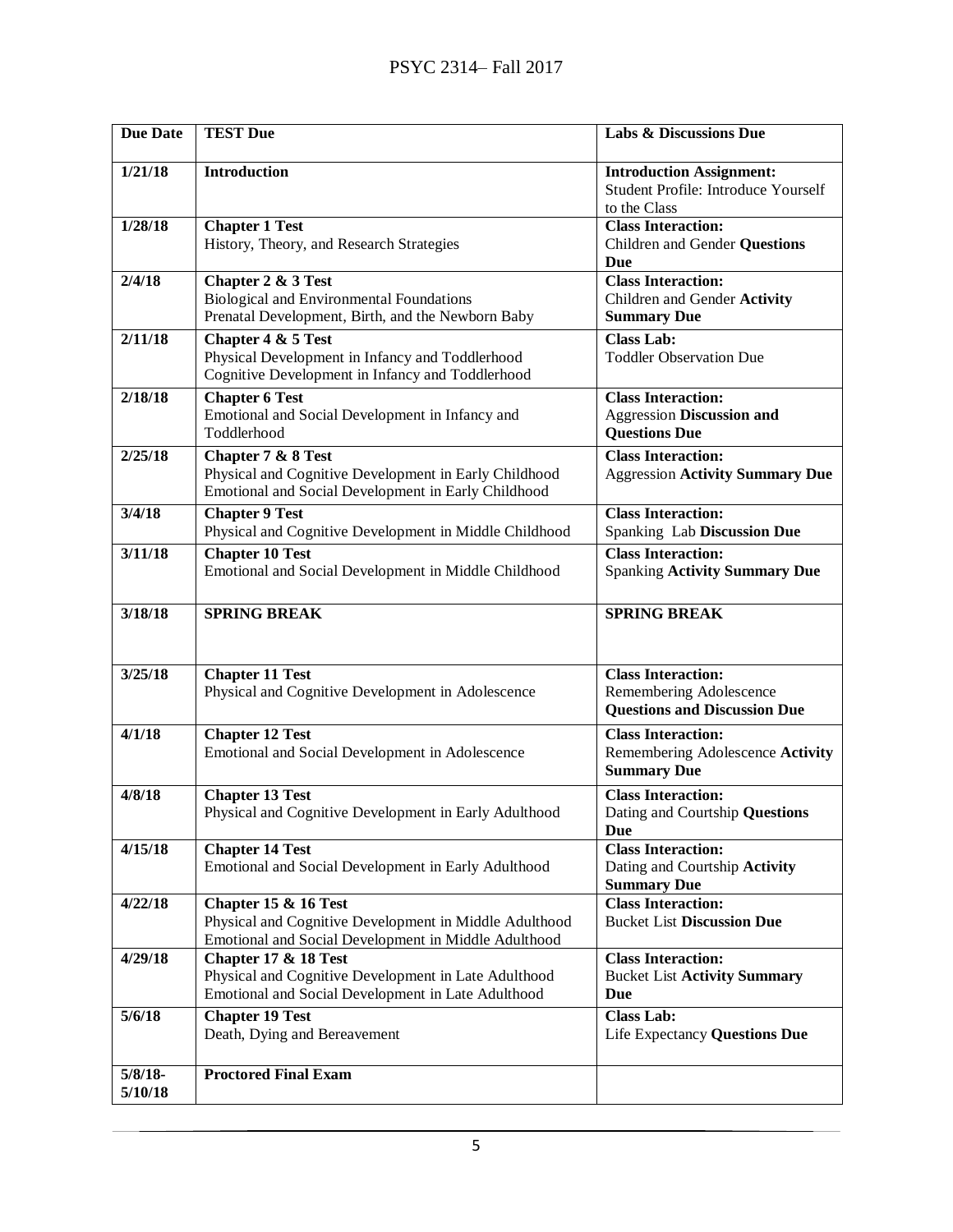| Due Date | TEST Due | Labs & Discussions Due |
|---|---|---|
| **1/21/18** | **Introduction** | **Introduction Assignment:** Student Profile: Introduce Yourself to the Class |
| **1/28/18** | **Chapter 1 Test** History, Theory, and Research Strategies | **Class Interaction:** Children and Gender **Questions Due** |
| **2/4/18** | **Chapter 2 & 3 Test** Biological and Environmental Foundations Prenatal Development, Birth, and the Newborn Baby | **Class Interaction:** Children and Gender **Activity Summary Due** |
| **2/11/18** | **Chapter 4 & 5 Test** Physical Development in Infancy and Toddlerhood Cognitive Development in Infancy and Toddlerhood | **Class Lab:** Toddler Observation Due |
| **2/18/18** | **Chapter 6 Test** Emotional and Social Development in Infancy and Toddlerhood | **Class Interaction:** Aggression **Discussion and Questions Due** |
| **2/25/18** | **Chapter 7 & 8 Test** Physical and Cognitive Development in Early Childhood Emotional and Social Development in Early Childhood | **Class Interaction:** Aggression **Activity Summary Due** |
| **3/4/18** | **Chapter 9 Test** Physical and Cognitive Development in Middle Childhood | **Class Interaction:** Spanking Lab **Discussion Due** |
| **3/11/18** | **Chapter 10 Test** Emotional and Social Development in Middle Childhood | **Class Interaction:** Spanking **Activity Summary Due** |
| **3/18/18** | **SPRING BREAK** | **SPRING BREAK** |
| **3/25/18** | **Chapter 11 Test** Physical and Cognitive Development in Adolescence | **Class Interaction:** Remembering Adolescence **Questions and Discussion Due** |
| **4/1/18** | **Chapter 12 Test** Emotional and Social Development in Adolescence | **Class Interaction:** Remembering Adolescence **Activity Summary Due** |
| **4/8/18** | **Chapter 13 Test** Physical and Cognitive Development in Early Adulthood | **Class Interaction:** Dating and Courtship **Questions Due** |
| **4/15/18** | **Chapter 14 Test** Emotional and Social Development in Early Adulthood | **Class Interaction:** Dating and Courtship **Activity Summary Due** |
| **4/22/18** | **Chapter 15 & 16 Test** Physical and Cognitive Development in Middle Adulthood Emotional and Social Development in Middle Adulthood | **Class Interaction:** Bucket List **Discussion Due** |
| **4/29/18** | **Chapter 17 & 18 Test** Physical and Cognitive Development in Late Adulthood Emotional and Social Development in Late Adulthood | **Class Interaction:** Bucket List **Activity Summary Due** |
| **5/6/18** | **Chapter 19 Test** Death, Dying and Bereavement | **Class Lab:** Life Expectancy **Questions Due** |
| **5/8/18-5/10/18** | **Proctored Final Exam** | |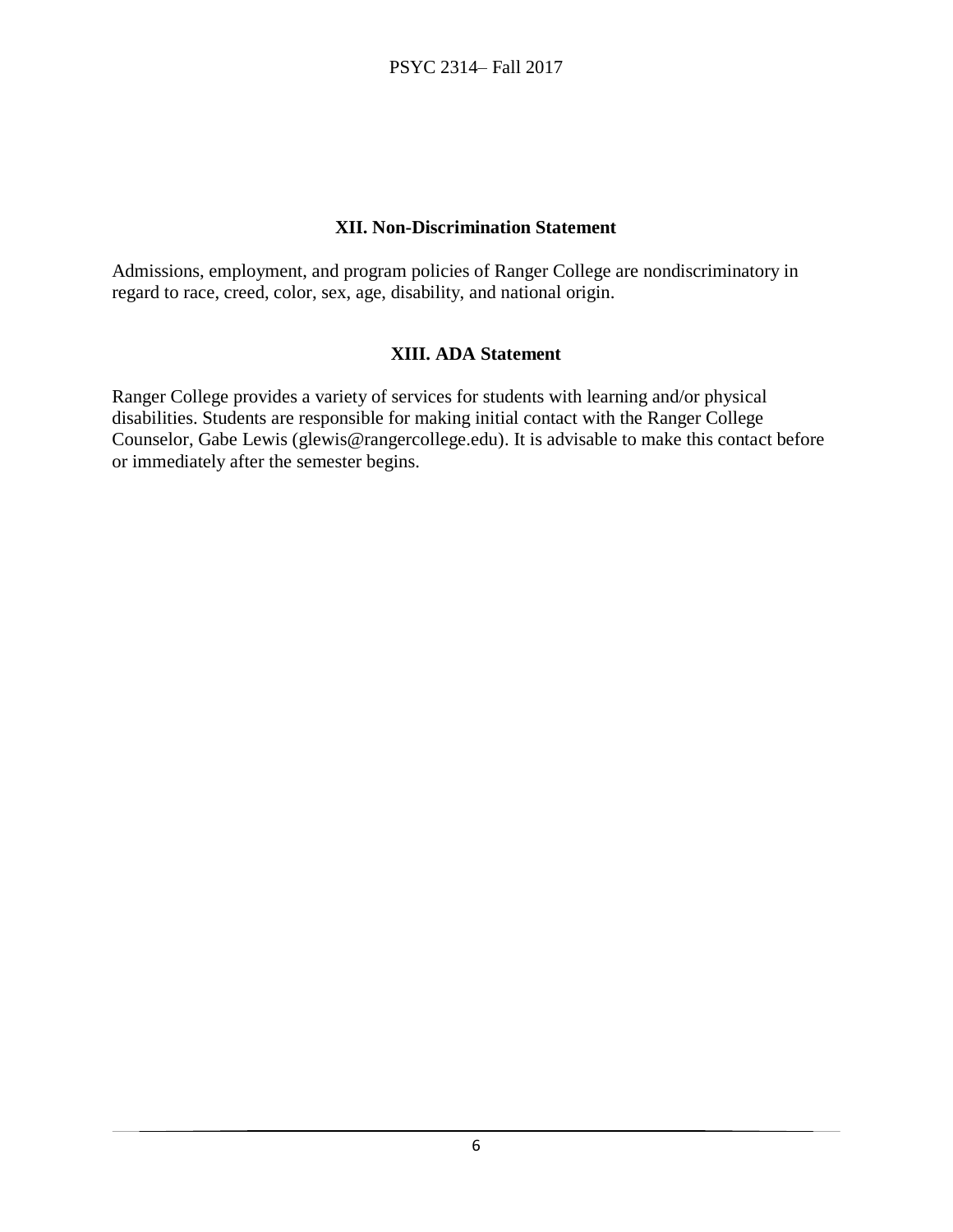## XII. Non-Discrimination Statement

Admissions, employment, and program policies of Ranger College are nondiscriminatory in regard to race, creed, color, sex, age, disability, and national origin.

## XIII. ADA Statement

Ranger College provides a variety of services for students with learning and/or physical disabilities. Students are responsible for making initial contact with the Ranger College Counselor, Gabe Lewis (glewis@rangercollege.edu). It is advisable to make this contact before or immediately after the semester begins.